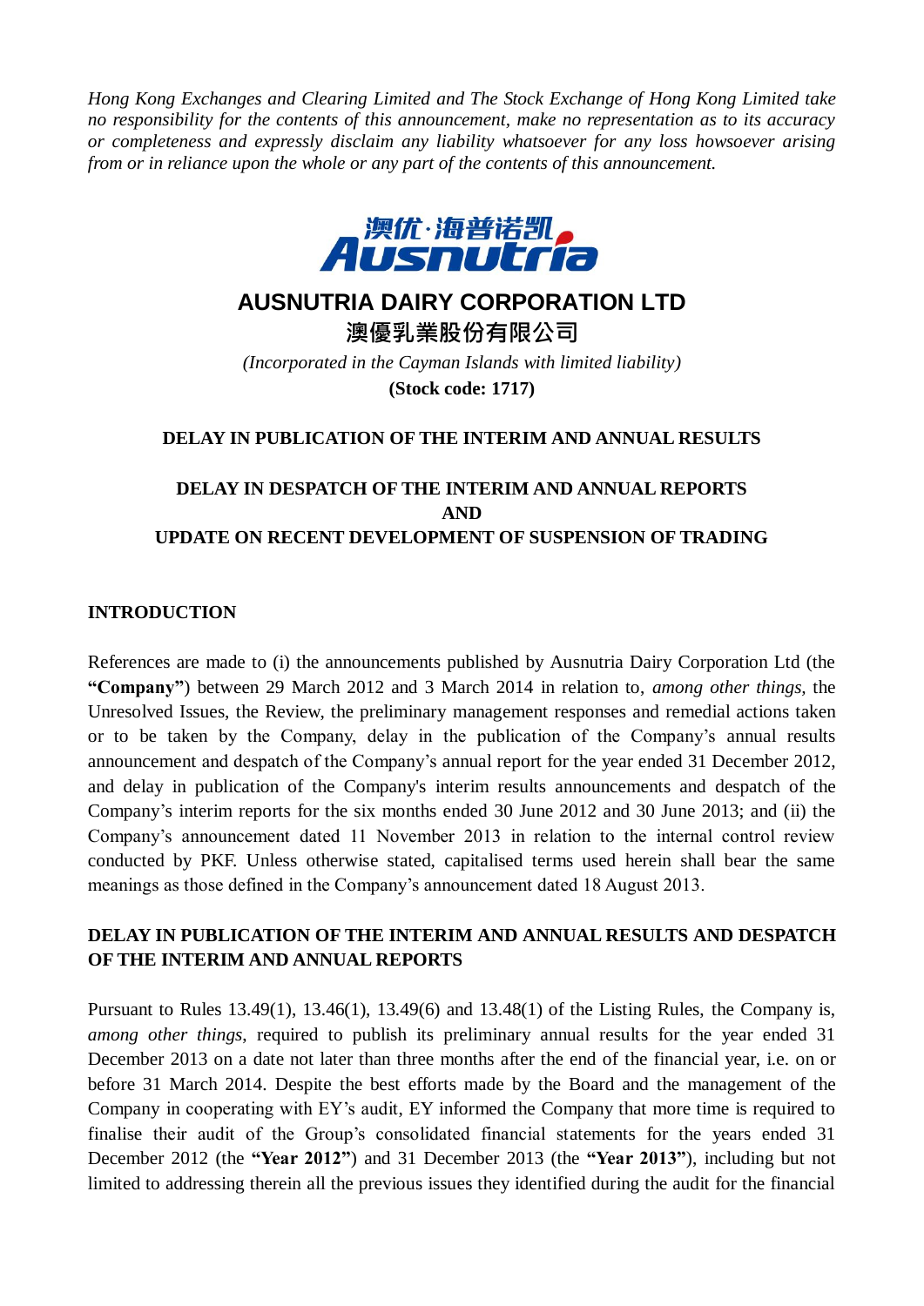*Hong Kong Exchanges and Clearing Limited and The Stock Exchange of Hong Kong Limited take no responsibility for the contents of this announcement, make no representation as to its accuracy or completeness and expressly disclaim any liability whatsoever for any loss howsoever arising from or in reliance upon the whole or any part of the contents of this announcement.*

澳优·海普诺凯 Ausnutria

# AUSNUTRIA DAIRY CORPORATION LTD

# 澳優乳業股份有限公司

*(Incorporated in the Cayman Islands with limited liability)*

**(Stock code: 1717)**

## DELAY IN PUBLICATION OF THE INTERIM AND ANNUAL RESULTS

## DELAY IN DESPATCH OF THE INTERIM AND ANNUAL REPORTS AND UPDATE ON RECENT DEVELOPMENT OF SUSPENSION OF TRADING

### INTRODUCTION

References are made to (i) the announcements published by Ausnutria Dairy Corporation Ltd (the **"Company"**) between 29 March 2012 and 3 March 2014 in relation to, *among other things*, the Unresolved Issues, the Review, the preliminary management responses and remedial actions taken or to be taken by the Company, delay in the publication of the Company's annual results announcement and despatch of the Company's annual report for the year ended 31 December 2012, and delay in publication of the Company's interim results announcements and despatch of the Company's interim reports for the six months ended 30 June 2012 and 30 June 2013; and (ii) the Company's announcement dated 11 November 2013 in relation to the internal control review conducted by PKF. Unless otherwise stated, capitalised terms used herein shall bear the same meanings as those defined in the Company's announcement dated 18 August 2013.

### DELAY IN PUBLICATION OF THE INTERIM AND ANNUAL RESULTS AND DESPATCH OF THE INTERIM AND ANNUAL REPORTS

Pursuant to Rules 13.49(1), 13.46(1), 13.49(6) and 13.48(1) of the Listing Rules, the Company is, *among other things*, required to publish its preliminary annual results for the year ended 31 December 2013 on a date not later than three months after the end of the financial year, i.e. on or before 31 March 2014. Despite the best efforts made by the Board and the management of the Company in cooperating with EY's audit, EY informed the Company that more time is required to finalise their audit of the Group's consolidated financial statements for the years ended 31 December 2012 (the **"Year 2012"**) and 31 December 2013 (the **"Year 2013"**), including but not limited to addressing therein all the previous issues they identified during the audit for the financial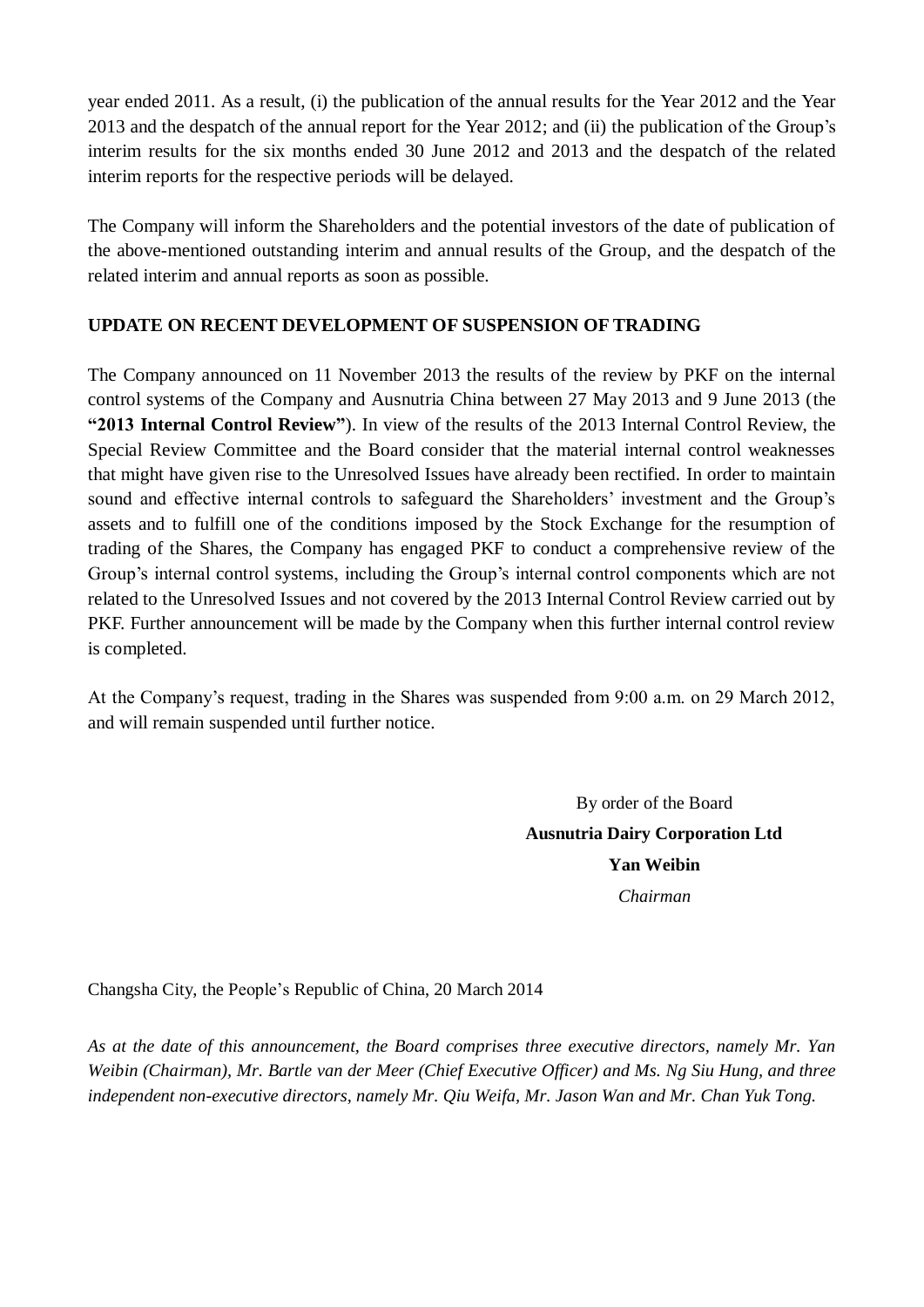year ended 2011. As a result, (i) the publication of the annual results for the Year 2012 and the Year 2013 and the despatch of the annual report for the Year 2012; and (ii) the publication of the Group's interim results for the six months ended 30 June 2012 and 2013 and the despatch of the related interim reports for the respective periods will be delayed.

The Company will inform the Shareholders and the potential investors of the date of publication of the above-mentioned outstanding interim and annual results of the Group, and the despatch of the related interim and annual reports as soon as possible.

**UPDATE ON RECENT DEVELOPMENT OF SUSPENSION OF TRADING**

The Company announced on 11 November 2013 the results of the review by PKF on the internal control systems of the Company and Ausnutria China between 27 May 2013 and 9 June 2013 (the **"2013 Internal Control Review"**). In view of the results of the 2013 Internal Control Review, the Special Review Committee and the Board consider that the material internal control weaknesses that might have given rise to the Unresolved Issues have already been rectified. In order to maintain sound and effective internal controls to safeguard the Shareholders' investment and the Group's assets and to fulfill one of the conditions imposed by the Stock Exchange for the resumption of trading of the Shares, the Company has engaged PKF to conduct a comprehensive review of the Group's internal control systems, including the Group's internal control components which are not related to the Unresolved Issues and not covered by the 2013 Internal Control Review carried out by PKF. Further announcement will be made by the Company when this further internal control review is completed.

At the Company's request, trading in the Shares was suspended from 9:00 a.m. on 29 March 2012, and will remain suspended until further notice.

By order of the Board
**Ausnutria Dairy Corporation Ltd**
**Yan Weibin**
*Chairman*

Changsha City, the People's Republic of China, 20 March 2014

*As at the date of this announcement, the Board comprises three executive directors, namely Mr. Yan Weibin (Chairman), Mr. Bartle van der Meer (Chief Executive Officer) and Ms. Ng Siu Hung, and three independent non-executive directors, namely Mr. Qiu Weifa, Mr. Jason Wan and Mr. Chan Yuk Tong.*